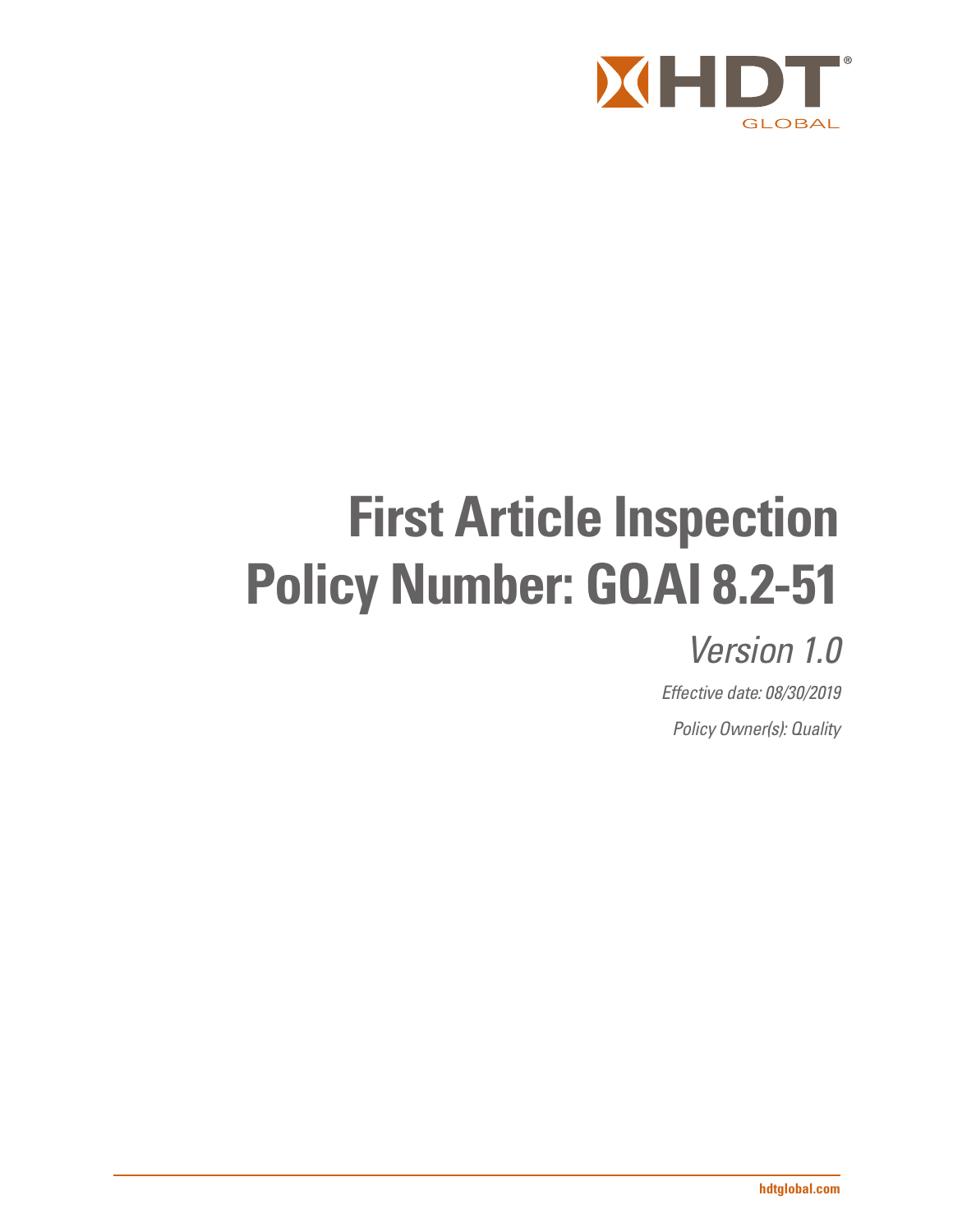HDT GLOBAL

# First Article Inspection
# Policy Number: GQAI 8.2-51

*Version 1.0*

*Effective date: 08/30/2019*

*Policy Owner(s): Quality*

**hdtglobal.com**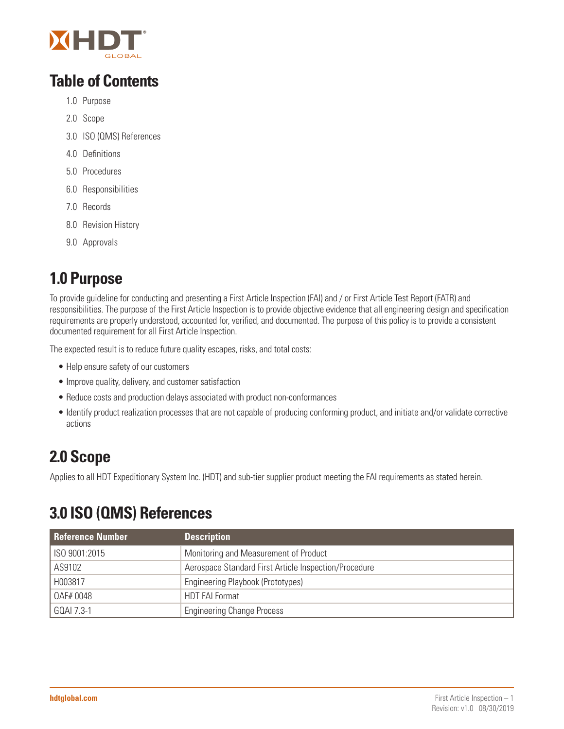## Table of Contents

1.0 Purpose

2.0 Scope

3.0 ISO (QMS) References

4.0 Definitions

5.0 Procedures

6.0 Responsibilities

7.0 Records

8.0 Revision History

9.0 Approvals

# 1.0 Purpose

To provide guideline for conducting and presenting a First Article Inspection (FAI) and / or First Article Test Report (FATR) and responsibilities. The purpose of the First Article Inspection is to provide objective evidence that all engineering design and specification requirements are properly understood, accounted for, verified, and documented. The purpose of this policy is to provide a consistent documented requirement for all First Article Inspection.

The expected result is to reduce future quality escapes, risks, and total costs:

- Help ensure safety of our customers
- Improve quality, delivery, and customer satisfaction
- Reduce costs and production delays associated with product non-conformances
- Identify product realization processes that are not capable of producing conforming product, and initiate and/or validate corrective actions

# 2.0 Scope

Applies to all HDT Expeditionary System Inc. (HDT) and sub-tier supplier product meeting the FAI requirements as stated herein.

# 3.0 ISO (QMS) References

| Reference Number | Description |
| --- | --- |
| ISO 9001:2015 | Monitoring and Measurement of Product |
| AS9102 | Aerospace Standard First Article Inspection/Procedure |
| H003817 | Engineering Playbook (Prototypes) |
| QAF# 0048 | HDT FAI Format |
| GQAI 7.3-1 | Engineering Change Process |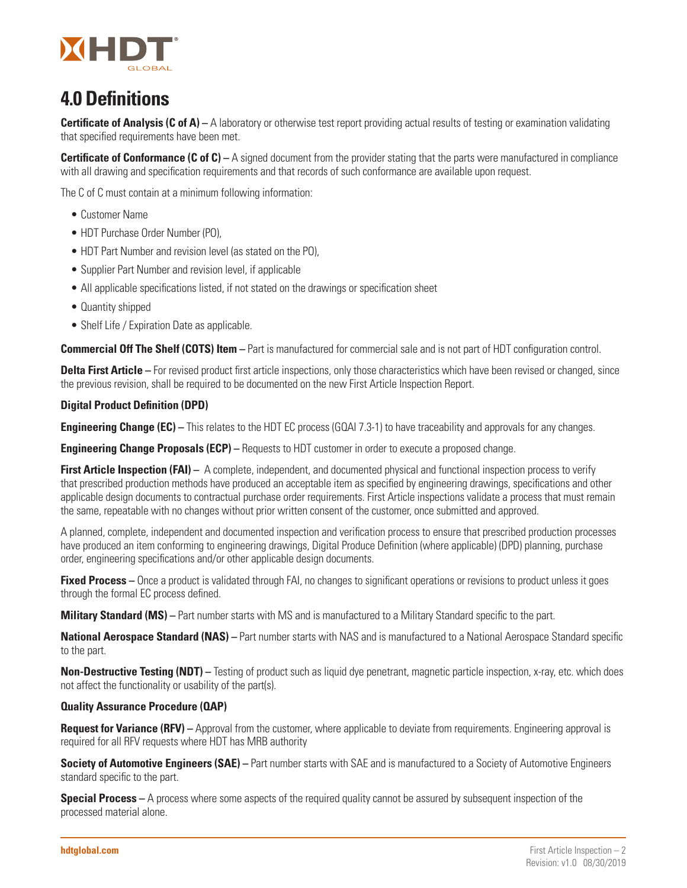# 4.0 Definitions

**Certificate of Analysis (C of A) –** A laboratory or otherwise test report providing actual results of testing or examination validating that specified requirements have been met.

**Certificate of Conformance (C of C) –** A signed document from the provider stating that the parts were manufactured in compliance with all drawing and specification requirements and that records of such conformance are available upon request.

The C of C must contain at a minimum following information:

- Customer Name
- HDT Purchase Order Number (PO),
- HDT Part Number and revision level (as stated on the PO),
- Supplier Part Number and revision level, if applicable
- All applicable specifications listed, if not stated on the drawings or specification sheet
- Quantity shipped
- Shelf Life / Expiration Date as applicable.

**Commercial Off The Shelf (COTS) Item –** Part is manufactured for commercial sale and is not part of HDT configuration control.

**Delta First Article –** For revised product first article inspections, only those characteristics which have been revised or changed, since the previous revision, shall be required to be documented on the new First Article Inspection Report.

**Digital Product Definition (DPD)**

**Engineering Change (EC) –** This relates to the HDT EC process (GQAI 7.3-1) to have traceability and approvals for any changes.

**Engineering Change Proposals (ECP) –** Requests to HDT customer in order to execute a proposed change.

**First Article Inspection (FAI) –** A complete, independent, and documented physical and functional inspection process to verify that prescribed production methods have produced an acceptable item as specified by engineering drawings, specifications and other applicable design documents to contractual purchase order requirements. First Article inspections validate a process that must remain the same, repeatable with no changes without prior written consent of the customer, once submitted and approved.

A planned, complete, independent and documented inspection and verification process to ensure that prescribed production processes have produced an item conforming to engineering drawings, Digital Produce Definition (where applicable) (DPD) planning, purchase order, engineering specifications and/or other applicable design documents.

**Fixed Process –** Once a product is validated through FAI, no changes to significant operations or revisions to product unless it goes through the formal EC process defined.

**Military Standard (MS) –** Part number starts with MS and is manufactured to a Military Standard specific to the part.

**National Aerospace Standard (NAS) –** Part number starts with NAS and is manufactured to a National Aerospace Standard specific to the part.

**Non-Destructive Testing (NDT) –** Testing of product such as liquid dye penetrant, magnetic particle inspection, x-ray, etc. which does not affect the functionality or usability of the part(s).

**Quality Assurance Procedure (QAP)**

**Request for Variance (RFV) –** Approval from the customer, where applicable to deviate from requirements. Engineering approval is required for all RFV requests where HDT has MRB authority

**Society of Automotive Engineers (SAE) –** Part number starts with SAE and is manufactured to a Society of Automotive Engineers standard specific to the part.

**Special Process –** A process where some aspects of the required quality cannot be assured by subsequent inspection of the processed material alone.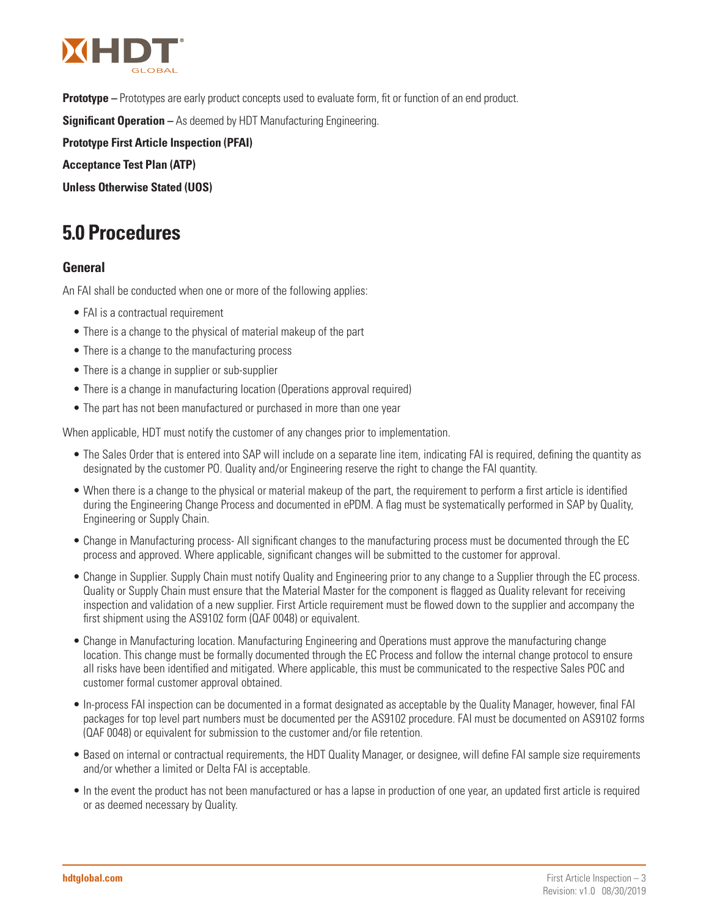**Prototype –** Prototypes are early product concepts used to evaluate form, fit or function of an end product.

**Significant Operation –** As deemed by HDT Manufacturing Engineering.

**Prototype First Article Inspection (PFAI)**

**Acceptance Test Plan (ATP)**

**Unless Otherwise Stated (UOS)**

# 5.0 Procedures

## General

An FAI shall be conducted when one or more of the following applies:

- FAI is a contractual requirement
- There is a change to the physical of material makeup of the part
- There is a change to the manufacturing process
- There is a change in supplier or sub-supplier
- There is a change in manufacturing location (Operations approval required)
- The part has not been manufactured or purchased in more than one year

When applicable, HDT must notify the customer of any changes prior to implementation.

- The Sales Order that is entered into SAP will include on a separate line item, indicating FAI is required, defining the quantity as designated by the customer PO. Quality and/or Engineering reserve the right to change the FAI quantity.
- When there is a change to the physical or material makeup of the part, the requirement to perform a first article is identified during the Engineering Change Process and documented in ePDM. A flag must be systematically performed in SAP by Quality, Engineering or Supply Chain.
- Change in Manufacturing process- All significant changes to the manufacturing process must be documented through the EC process and approved. Where applicable, significant changes will be submitted to the customer for approval.
- Change in Supplier. Supply Chain must notify Quality and Engineering prior to any change to a Supplier through the EC process. Quality or Supply Chain must ensure that the Material Master for the component is flagged as Quality relevant for receiving inspection and validation of a new supplier. First Article requirement must be flowed down to the supplier and accompany the first shipment using the AS9102 form (QAF 0048) or equivalent.
- Change in Manufacturing location. Manufacturing Engineering and Operations must approve the manufacturing change location. This change must be formally documented through the EC Process and follow the internal change protocol to ensure all risks have been identified and mitigated. Where applicable, this must be communicated to the respective Sales POC and customer formal customer approval obtained.
- In-process FAI inspection can be documented in a format designated as acceptable by the Quality Manager, however, final FAI packages for top level part numbers must be documented per the AS9102 procedure. FAI must be documented on AS9102 forms (QAF 0048) or equivalent for submission to the customer and/or file retention.
- Based on internal or contractual requirements, the HDT Quality Manager, or designee, will define FAI sample size requirements and/or whether a limited or Delta FAI is acceptable.
- In the event the product has not been manufactured or has a lapse in production of one year, an updated first article is required or as deemed necessary by Quality.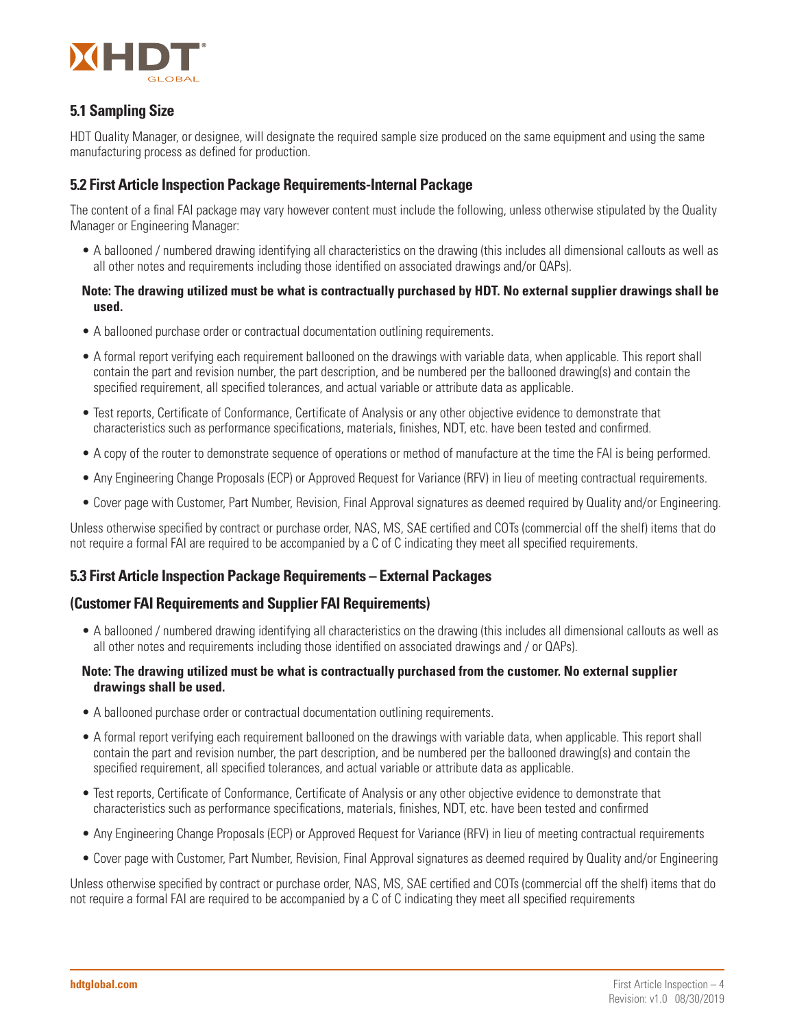## 5.1 Sampling Size

HDT Quality Manager, or designee, will designate the required sample size produced on the same equipment and using the same manufacturing process as defined for production.

## 5.2 First Article Inspection Package Requirements-Internal Package

The content of a final FAI package may vary however content must include the following, unless otherwise stipulated by the Quality Manager or Engineering Manager:

- A ballooned / numbered drawing identifying all characteristics on the drawing (this includes all dimensional callouts as well as all other notes and requirements including those identified on associated drawings and/or QAPs).

**Note: The drawing utilized must be what is contractually purchased by HDT. No external supplier drawings shall be used.**

- A ballooned purchase order or contractual documentation outlining requirements.
- A formal report verifying each requirement ballooned on the drawings with variable data, when applicable. This report shall contain the part and revision number, the part description, and be numbered per the ballooned drawing(s) and contain the specified requirement, all specified tolerances, and actual variable or attribute data as applicable.
- Test reports, Certificate of Conformance, Certificate of Analysis or any other objective evidence to demonstrate that characteristics such as performance specifications, materials, finishes, NDT, etc. have been tested and confirmed.
- A copy of the router to demonstrate sequence of operations or method of manufacture at the time the FAI is being performed.
- Any Engineering Change Proposals (ECP) or Approved Request for Variance (RFV) in lieu of meeting contractual requirements.
- Cover page with Customer, Part Number, Revision, Final Approval signatures as deemed required by Quality and/or Engineering.

Unless otherwise specified by contract or purchase order, NAS, MS, SAE certified and COTs (commercial off the shelf) items that do not require a formal FAI are required to be accompanied by a C of C indicating they meet all specified requirements.

## 5.3 First Article Inspection Package Requirements – External Packages

## (Customer FAI Requirements and Supplier FAI Requirements)

- A ballooned / numbered drawing identifying all characteristics on the drawing (this includes all dimensional callouts as well as all other notes and requirements including those identified on associated drawings and / or QAPs).

**Note: The drawing utilized must be what is contractually purchased from the customer. No external supplier drawings shall be used.**

- A ballooned purchase order or contractual documentation outlining requirements.
- A formal report verifying each requirement ballooned on the drawings with variable data, when applicable. This report shall contain the part and revision number, the part description, and be numbered per the ballooned drawing(s) and contain the specified requirement, all specified tolerances, and actual variable or attribute data as applicable.
- Test reports, Certificate of Conformance, Certificate of Analysis or any other objective evidence to demonstrate that characteristics such as performance specifications, materials, finishes, NDT, etc. have been tested and confirmed
- Any Engineering Change Proposals (ECP) or Approved Request for Variance (RFV) in lieu of meeting contractual requirements
- Cover page with Customer, Part Number, Revision, Final Approval signatures as deemed required by Quality and/or Engineering

Unless otherwise specified by contract or purchase order, NAS, MS, SAE certified and COTs (commercial off the shelf) items that do not require a formal FAI are required to be accompanied by a C of C indicating they meet all specified requirements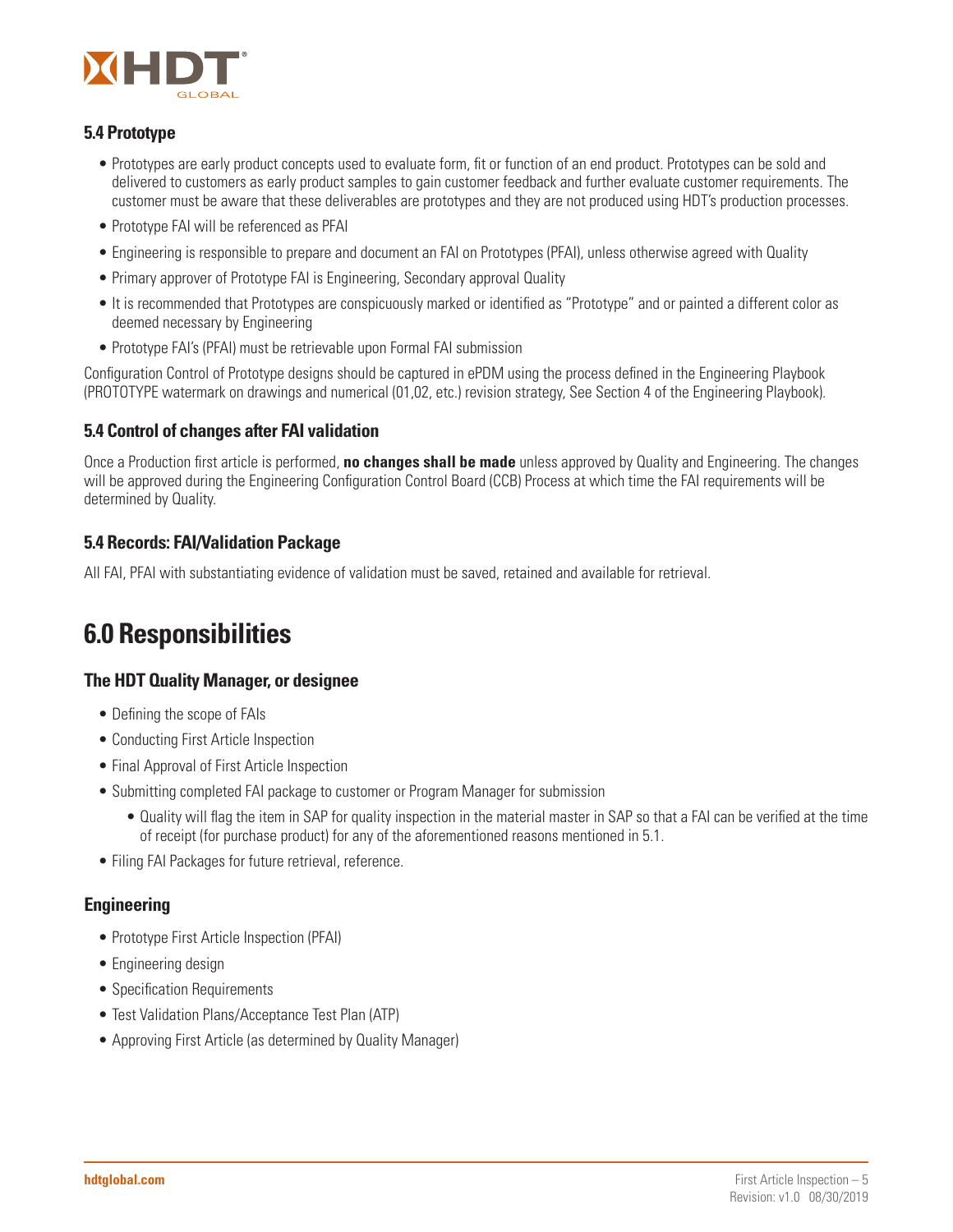### 5.4 Prototype

- Prototypes are early product concepts used to evaluate form, fit or function of an end product. Prototypes can be sold and delivered to customers as early product samples to gain customer feedback and further evaluate customer requirements. The customer must be aware that these deliverables are prototypes and they are not produced using HDT's production processes.
- Prototype FAI will be referenced as PFAI
- Engineering is responsible to prepare and document an FAI on Prototypes (PFAI), unless otherwise agreed with Quality
- Primary approver of Prototype FAI is Engineering, Secondary approval Quality
- It is recommended that Prototypes are conspicuously marked or identified as "Prototype" and or painted a different color as deemed necessary by Engineering
- Prototype FAI's (PFAI) must be retrievable upon Formal FAI submission

Configuration Control of Prototype designs should be captured in ePDM using the process defined in the Engineering Playbook (PROTOTYPE watermark on drawings and numerical (01,02, etc.) revision strategy, See Section 4 of the Engineering Playbook).

### 5.4 Control of changes after FAI validation

Once a Production first article is performed, **no changes shall be made** unless approved by Quality and Engineering. The changes will be approved during the Engineering Configuration Control Board (CCB) Process at which time the FAI requirements will be determined by Quality.

### 5.4 Records: FAI/Validation Package

All FAI, PFAI with substantiating evidence of validation must be saved, retained and available for retrieval.

## 6.0 Responsibilities

### The HDT Quality Manager, or designee

- Defining the scope of FAIs
- Conducting First Article Inspection
- Final Approval of First Article Inspection
- Submitting completed FAI package to customer or Program Manager for submission
  - Quality will flag the item in SAP for quality inspection in the material master in SAP so that a FAI can be verified at the time of receipt (for purchase product) for any of the aforementioned reasons mentioned in 5.1.
- Filing FAI Packages for future retrieval, reference.

### Engineering

- Prototype First Article Inspection (PFAI)
- Engineering design
- Specification Requirements
- Test Validation Plans/Acceptance Test Plan (ATP)
- Approving First Article (as determined by Quality Manager)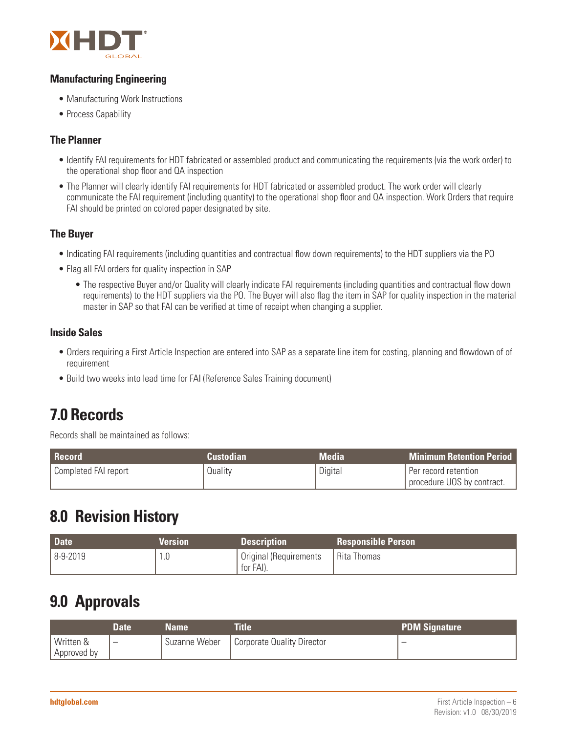### Manufacturing Engineering

- Manufacturing Work Instructions
- Process Capability

### The Planner

- Identify FAI requirements for HDT fabricated or assembled product and communicating the requirements (via the work order) to the operational shop floor and QA inspection
- The Planner will clearly identify FAI requirements for HDT fabricated or assembled product. The work order will clearly communicate the FAI requirement (including quantity) to the operational shop floor and QA inspection. Work Orders that require FAI should be printed on colored paper designated by site.

### The Buyer

- Indicating FAI requirements (including quantities and contractual flow down requirements) to the HDT suppliers via the PO
- Flag all FAI orders for quality inspection in SAP
  - The respective Buyer and/or Quality will clearly indicate FAI requirements (including quantities and contractual flow down requirements) to the HDT suppliers via the PO. The Buyer will also flag the item in SAP for quality inspection in the material master in SAP so that FAI can be verified at time of receipt when changing a supplier.

### Inside Sales

- Orders requiring a First Article Inspection are entered into SAP as a separate line item for costing, planning and flowdown of of requirement
- Build two weeks into lead time for FAI (Reference Sales Training document)

## 7.0 Records

Records shall be maintained as follows:

| Record | Custodian | Media | Minimum Retention Period |
|---|---|---|---|
| Completed FAI report | Quality | Digital | Per record retention procedure UOS by contract. |

## 8.0 Revision History

| Date | Version | Description | Responsible Person |
|---|---|---|---|
| 8-9-2019 | 1.0 | Original (Requirements for FAI). | Rita Thomas |

## 9.0 Approvals

| | Date | Name | Title | PDM Signature |
|---|---|---|---|---|
| Written & Approved by | – | Suzanne Weber | Corporate Quality Director | – |